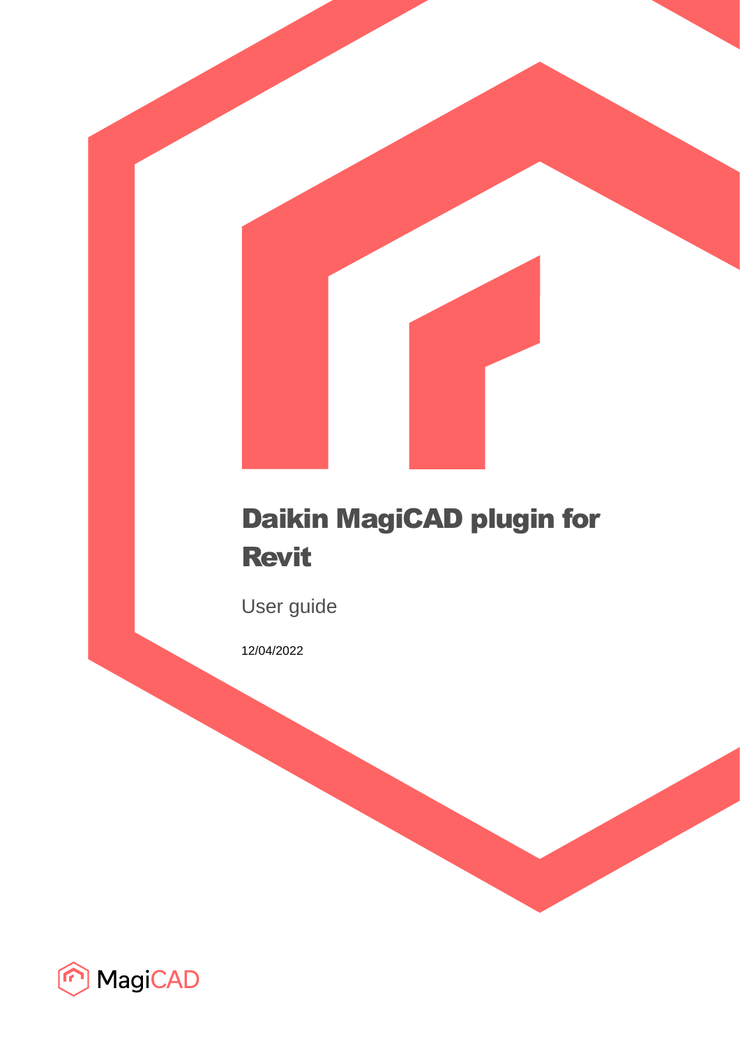# Daikin MagiCAD plugin for Revit

User guide

12/04/2022

MagiCAD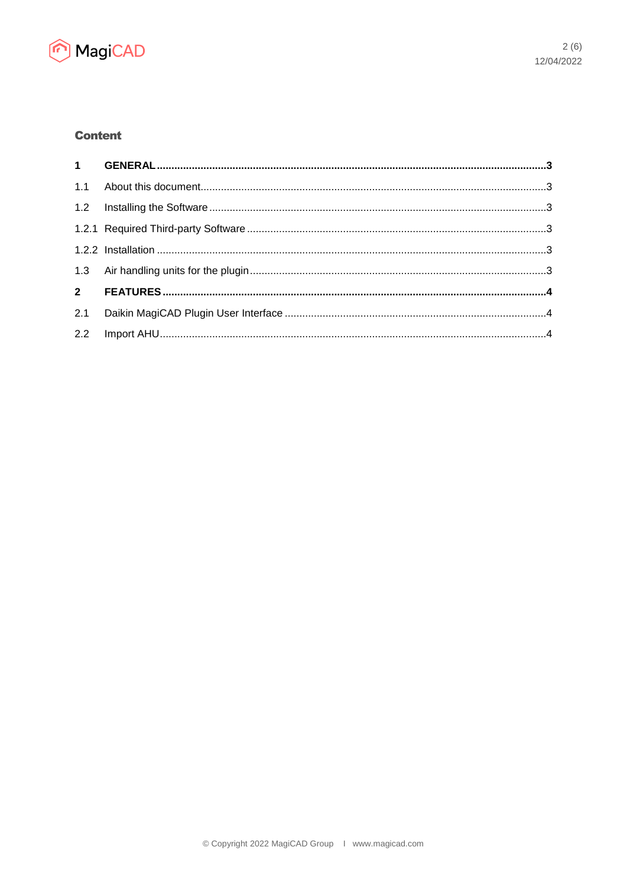**Content**

| | | |
|---|---|---|
| **1** | **GENERAL** | **3** |
| 1.1 | About this document | 3 |
| 1.2 | Installing the Software | 3 |
| 1.2.1 | Required Third-party Software | 3 |
| 1.2.2 | Installation | 3 |
| 1.3 | Air handling units for the plugin | 3 |
| **2** | **FEATURES** | **4** |
| 2.1 | Daikin MagiCAD Plugin User Interface | 4 |
| 2.2 | Import AHU | 4 |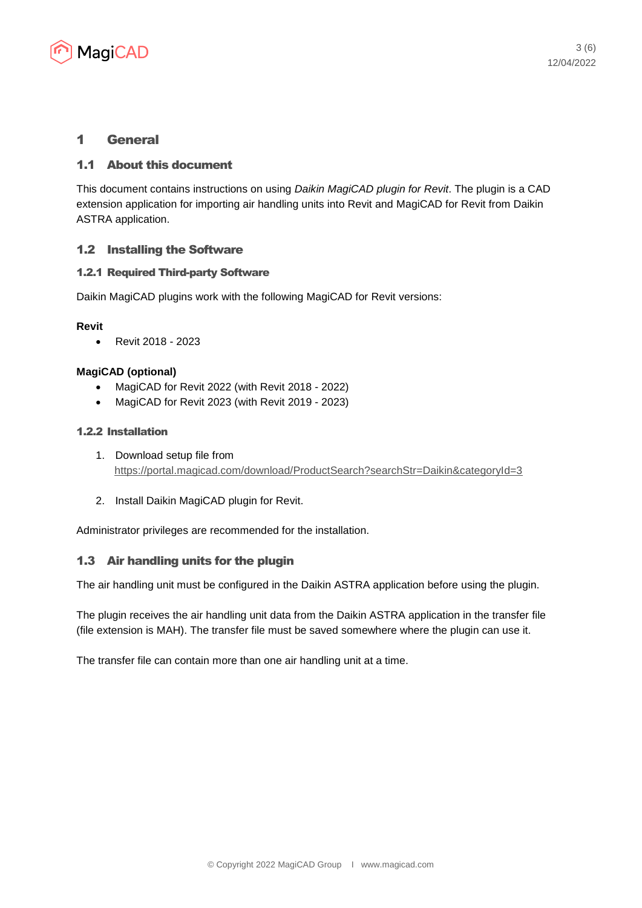# 1 General

## 1.1 About this document

This document contains instructions on using *Daikin MagiCAD plugin for Revit*. The plugin is a CAD extension application for importing air handling units into Revit and MagiCAD for Revit from Daikin ASTRA application.

## 1.2 Installing the Software

### 1.2.1 Required Third-party Software

Daikin MagiCAD plugins work with the following MagiCAD for Revit versions:

**Revit**

- Revit 2018 - 2023

**MagiCAD (optional)**

- MagiCAD for Revit 2022 (with Revit 2018 - 2022)
- MagiCAD for Revit 2023 (with Revit 2019 - 2023)

### 1.2.2 Installation

1. Download setup file from https://portal.magicad.com/download/ProductSearch?searchStr=Daikin&categoryId=3
2. Install Daikin MagiCAD plugin for Revit.

Administrator privileges are recommended for the installation.

## 1.3 Air handling units for the plugin

The air handling unit must be configured in the Daikin ASTRA application before using the plugin.

The plugin receives the air handling unit data from the Daikin ASTRA application in the transfer file (file extension is MAH). The transfer file must be saved somewhere where the plugin can use it.

The transfer file can contain more than one air handling unit at a time.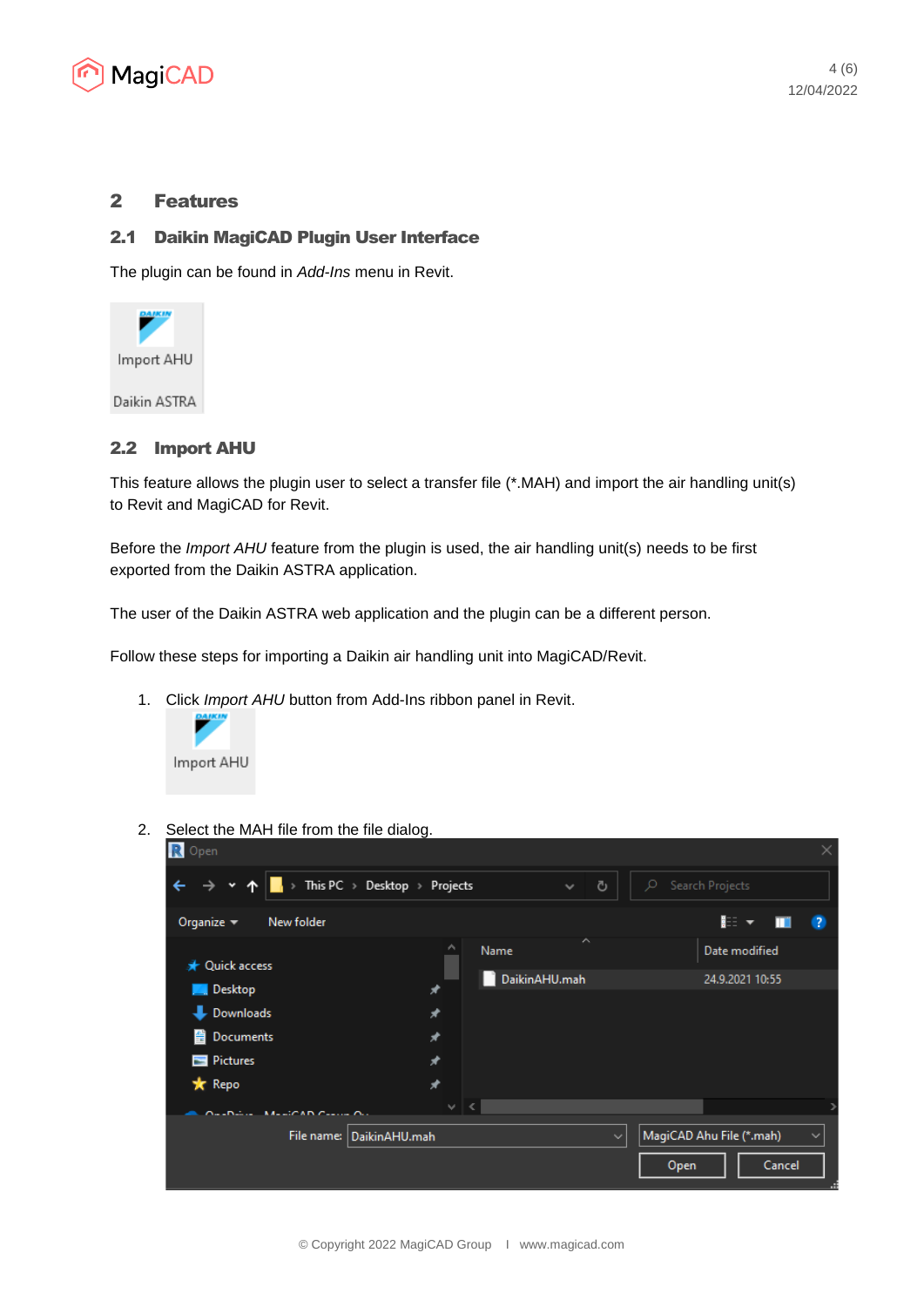## 2 Features

### 2.1 Daikin MagiCAD Plugin User Interface

The plugin can be found in *Add-Ins* menu in Revit.

### 2.2 Import AHU

This feature allows the plugin user to select a transfer file (*.MAH) and import the air handling unit(s) to Revit and MagiCAD for Revit.

Before the *Import AHU* feature from the plugin is used, the air handling unit(s) needs to be first exported from the Daikin ASTRA application.

The user of the Daikin ASTRA web application and the plugin can be a different person.

Follow these steps for importing a Daikin air handling unit into MagiCAD/Revit.

1. Click *Import AHU* button from Add-Ins ribbon panel in Revit.

2. Select the MAH file from the file dialog.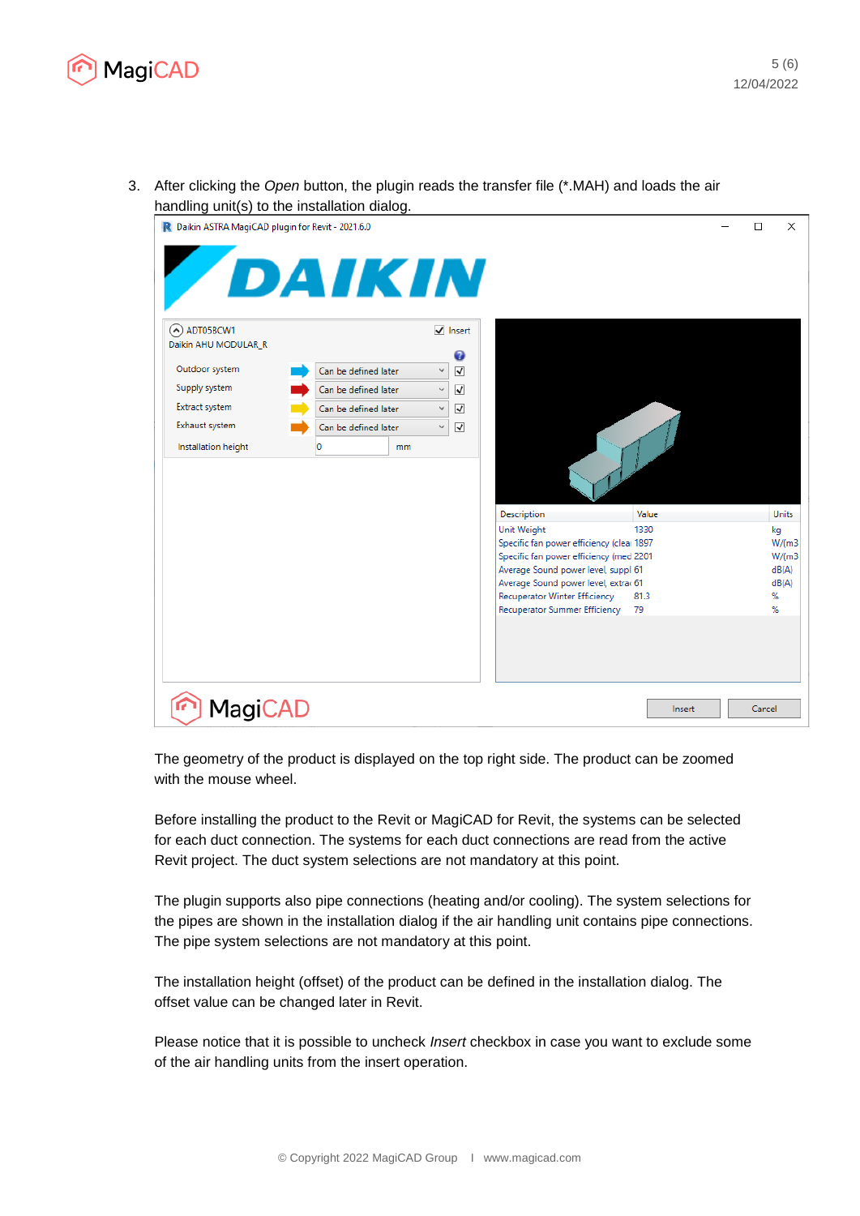3. After clicking the *Open* button, the plugin reads the transfer file (*.MAH) and loads the air handling unit(s) to the installation dialog.

The geometry of the product is displayed on the top right side. The product can be zoomed with the mouse wheel.

Before installing the product to the Revit or MagiCAD for Revit, the systems can be selected for each duct connection. The systems for each duct connections are read from the active Revit project. The duct system selections are not mandatory at this point.

The plugin supports also pipe connections (heating and/or cooling). The system selections for the pipes are shown in the installation dialog if the air handling unit contains pipe connections. The pipe system selections are not mandatory at this point.

The installation height (offset) of the product can be defined in the installation dialog. The offset value can be changed later in Revit.

Please notice that it is possible to uncheck *Insert* checkbox in case you want to exclude some of the air handling units from the insert operation.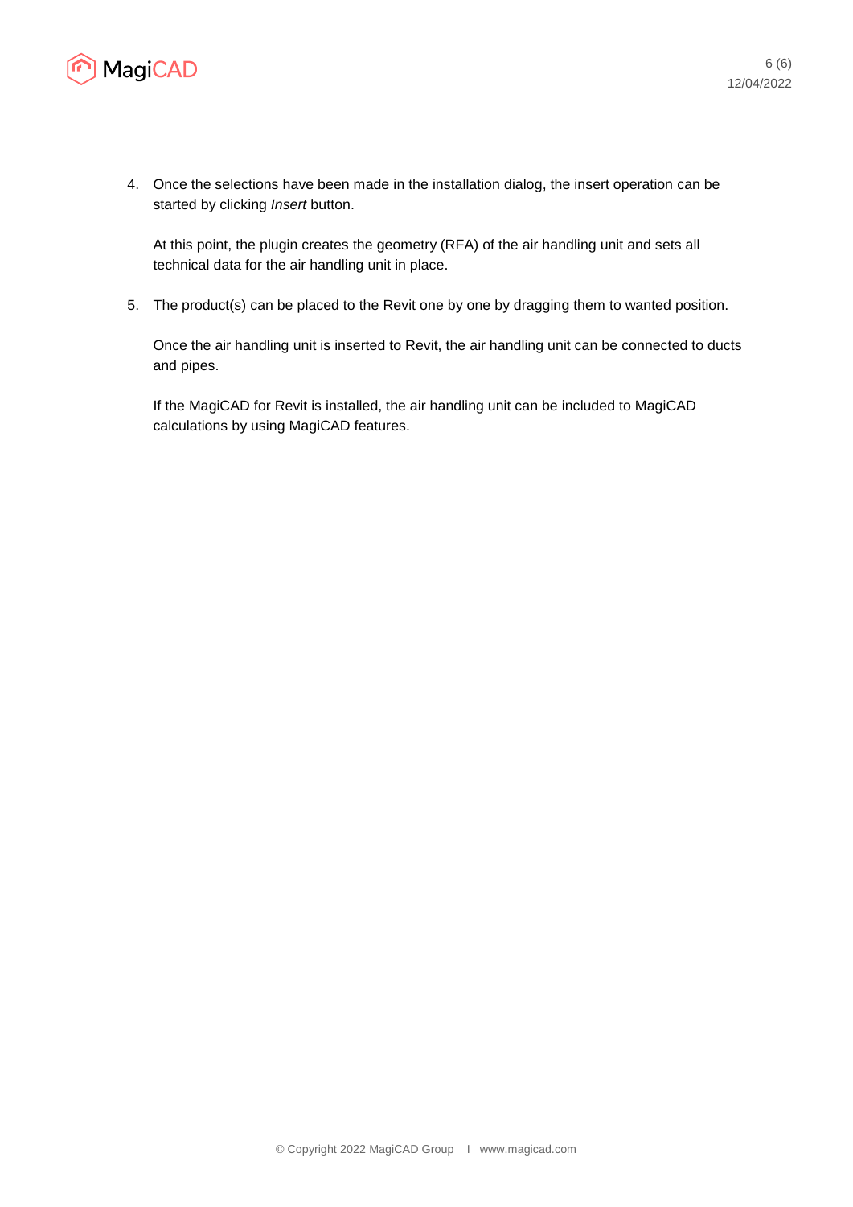4. Once the selections have been made in the installation dialog, the insert operation can be started by clicking *Insert* button.

   At this point, the plugin creates the geometry (RFA) of the air handling unit and sets all technical data for the air handling unit in place.

5. The product(s) can be placed to the Revit one by one by dragging them to wanted position.

   Once the air handling unit is inserted to Revit, the air handling unit can be connected to ducts and pipes.

   If the MagiCAD for Revit is installed, the air handling unit can be included to MagiCAD calculations by using MagiCAD features.